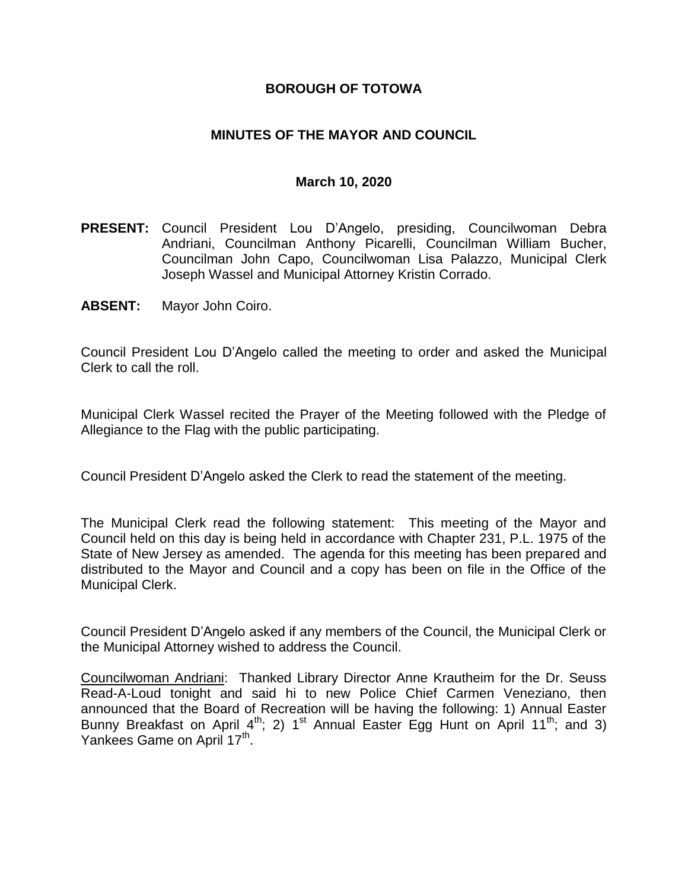# BOROUGH OF TOTOWA

## MINUTES OF THE MAYOR AND COUNCIL

### March 10, 2020

**PRESENT:** Council President Lou D'Angelo, presiding, Councilwoman Debra Andriani, Councilman Anthony Picarelli, Councilman William Bucher, Councilman John Capo, Councilwoman Lisa Palazzo, Municipal Clerk Joseph Wassel and Municipal Attorney Kristin Corrado.

**ABSENT:** Mayor John Coiro.

Council President Lou D'Angelo called the meeting to order and asked the Municipal Clerk to call the roll.

Municipal Clerk Wassel recited the Prayer of the Meeting followed with the Pledge of Allegiance to the Flag with the public participating.

Council President D'Angelo asked the Clerk to read the statement of the meeting.

The Municipal Clerk read the following statement: This meeting of the Mayor and Council held on this day is being held in accordance with Chapter 231, P.L. 1975 of the State of New Jersey as amended. The agenda for this meeting has been prepared and distributed to the Mayor and Council and a copy has been on file in the Office of the Municipal Clerk.

Council President D'Angelo asked if any members of the Council, the Municipal Clerk or the Municipal Attorney wished to address the Council.

Councilwoman Andriani: Thanked Library Director Anne Krautheim for the Dr. Seuss Read-A-Loud tonight and said hi to new Police Chief Carmen Veneziano, then announced that the Board of Recreation will be having the following: 1) Annual Easter Bunny Breakfast on April 4th; 2) 1st Annual Easter Egg Hunt on April 11th; and 3) Yankees Game on April 17th.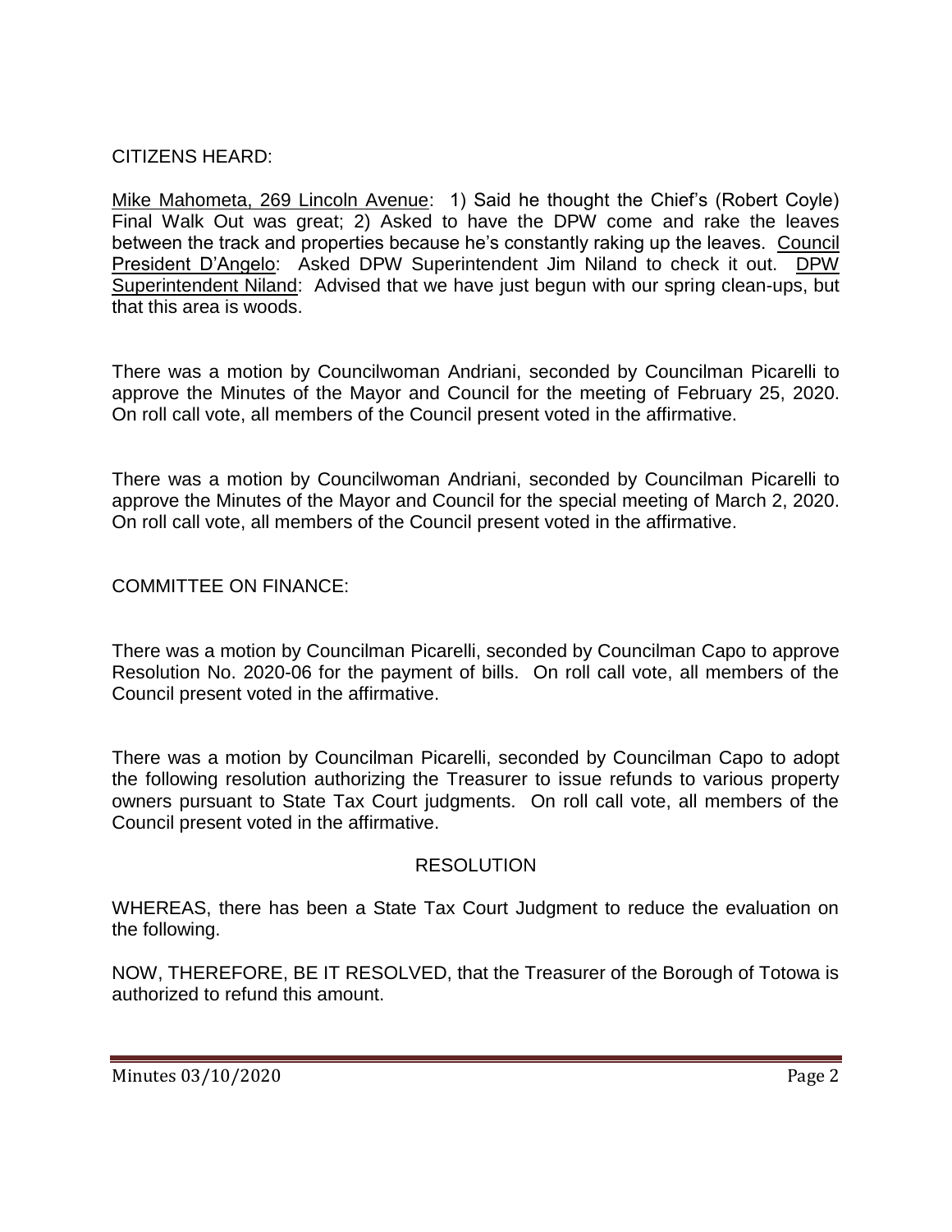CITIZENS HEARD:

Mike Mahometa, 269 Lincoln Avenue: 1) Said he thought the Chief's (Robert Coyle) Final Walk Out was great; 2) Asked to have the DPW come and rake the leaves between the track and properties because he's constantly raking up the leaves. Council President D'Angelo: Asked DPW Superintendent Jim Niland to check it out. DPW Superintendent Niland: Advised that we have just begun with our spring clean-ups, but that this area is woods.

There was a motion by Councilwoman Andriani, seconded by Councilman Picarelli to approve the Minutes of the Mayor and Council for the meeting of February 25, 2020. On roll call vote, all members of the Council present voted in the affirmative.

There was a motion by Councilwoman Andriani, seconded by Councilman Picarelli to approve the Minutes of the Mayor and Council for the special meeting of March 2, 2020. On roll call vote, all members of the Council present voted in the affirmative.

COMMITTEE ON FINANCE:

There was a motion by Councilman Picarelli, seconded by Councilman Capo to approve Resolution No. 2020-06 for the payment of bills. On roll call vote, all members of the Council present voted in the affirmative.

There was a motion by Councilman Picarelli, seconded by Councilman Capo to adopt the following resolution authorizing the Treasurer to issue refunds to various property owners pursuant to State Tax Court judgments. On roll call vote, all members of the Council present voted in the affirmative.

RESOLUTION

WHEREAS, there has been a State Tax Court Judgment to reduce the evaluation on the following.

NOW, THEREFORE, BE IT RESOLVED, that the Treasurer of the Borough of Totowa is authorized to refund this amount.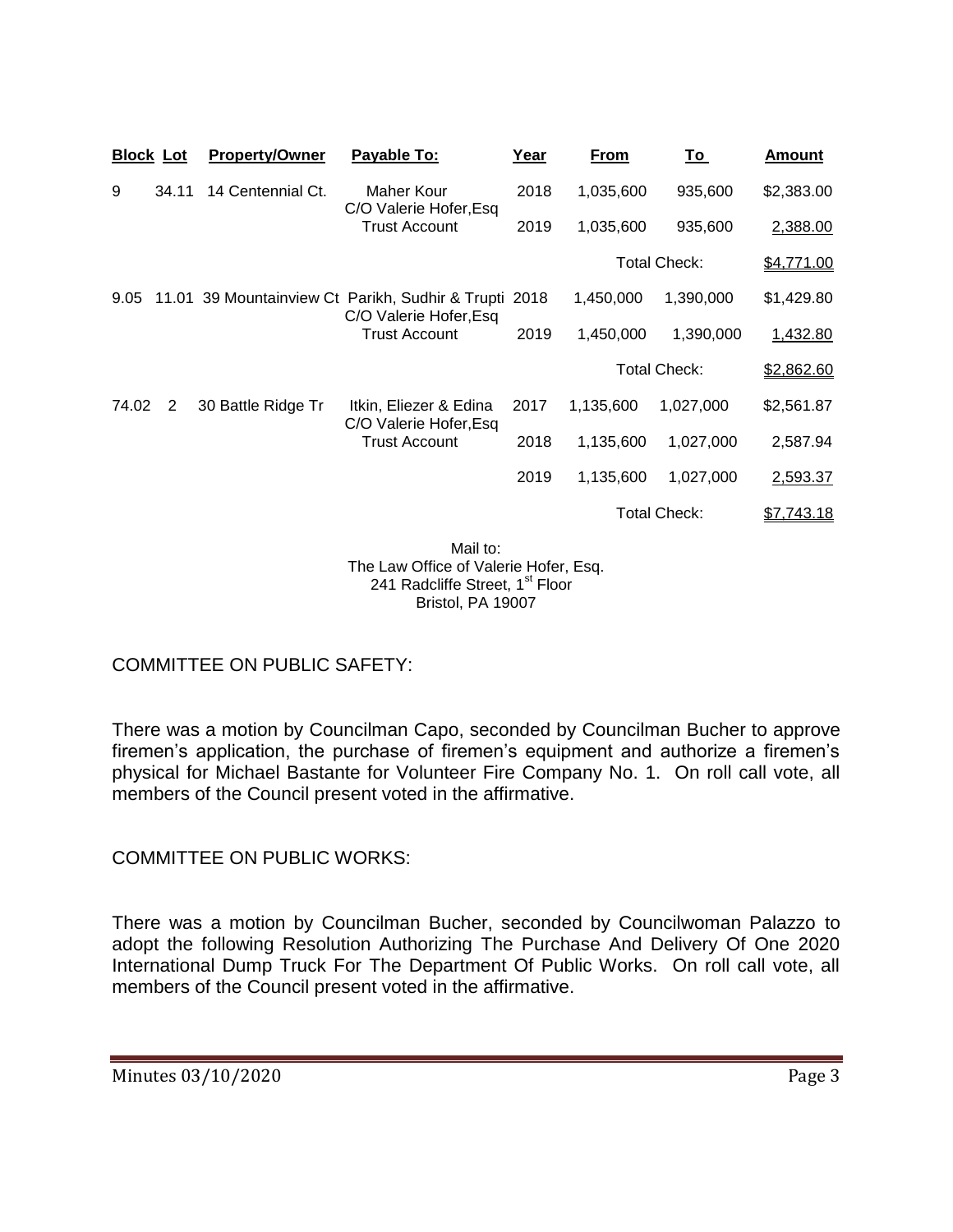| Block | Lot | Property/Owner | Payable To: | Year | From | To | Amount |
|---|---|---|---|---|---|---|---|
| 9 | 34.11 | 14 Centennial Ct. | Maher Kour C/O Valerie Hofer,Esq Trust Account | 2018 | 1,035,600 | 935,600 | $2,383.00 |
| | | | | 2019 | 1,035,600 | 935,600 | 2,388.00 |
| | | | | | | Total Check: | $4,771.00 |
| 9.05 | 11.01 | 39 Mountainview Ct | Parikh, Sudhir & Trupti C/O Valerie Hofer,Esq Trust Account | 2018 | 1,450,000 | 1,390,000 | $1,429.80 |
| | | | | 2019 | 1,450,000 | 1,390,000 | 1,432.80 |
| | | | | | | Total Check: | $2,862.60 |
| 74.02 | 2 | 30 Battle Ridge Tr | Itkin, Eliezer & Edina C/O Valerie Hofer,Esq Trust Account | 2017 | 1,135,600 | 1,027,000 | $2,561.87 |
| | | | | 2018 | 1,135,600 | 1,027,000 | 2,587.94 |
| | | | | 2019 | 1,135,600 | 1,027,000 | 2,593.37 |
| | | | | | | Total Check: | $7,743.18 |

Mail to:
The Law Office of Valerie Hofer, Esq.
241 Radcliffe Street, 1st Floor
Bristol, PA 19007

COMMITTEE ON PUBLIC SAFETY:

There was a motion by Councilman Capo, seconded by Councilman Bucher to approve firemen's application, the purchase of firemen's equipment and authorize a firemen's physical for Michael Bastante for Volunteer Fire Company No. 1. On roll call vote, all members of the Council present voted in the affirmative.

COMMITTEE ON PUBLIC WORKS:

There was a motion by Councilman Bucher, seconded by Councilwoman Palazzo to adopt the following Resolution Authorizing The Purchase And Delivery Of One 2020 International Dump Truck For The Department Of Public Works. On roll call vote, all members of the Council present voted in the affirmative.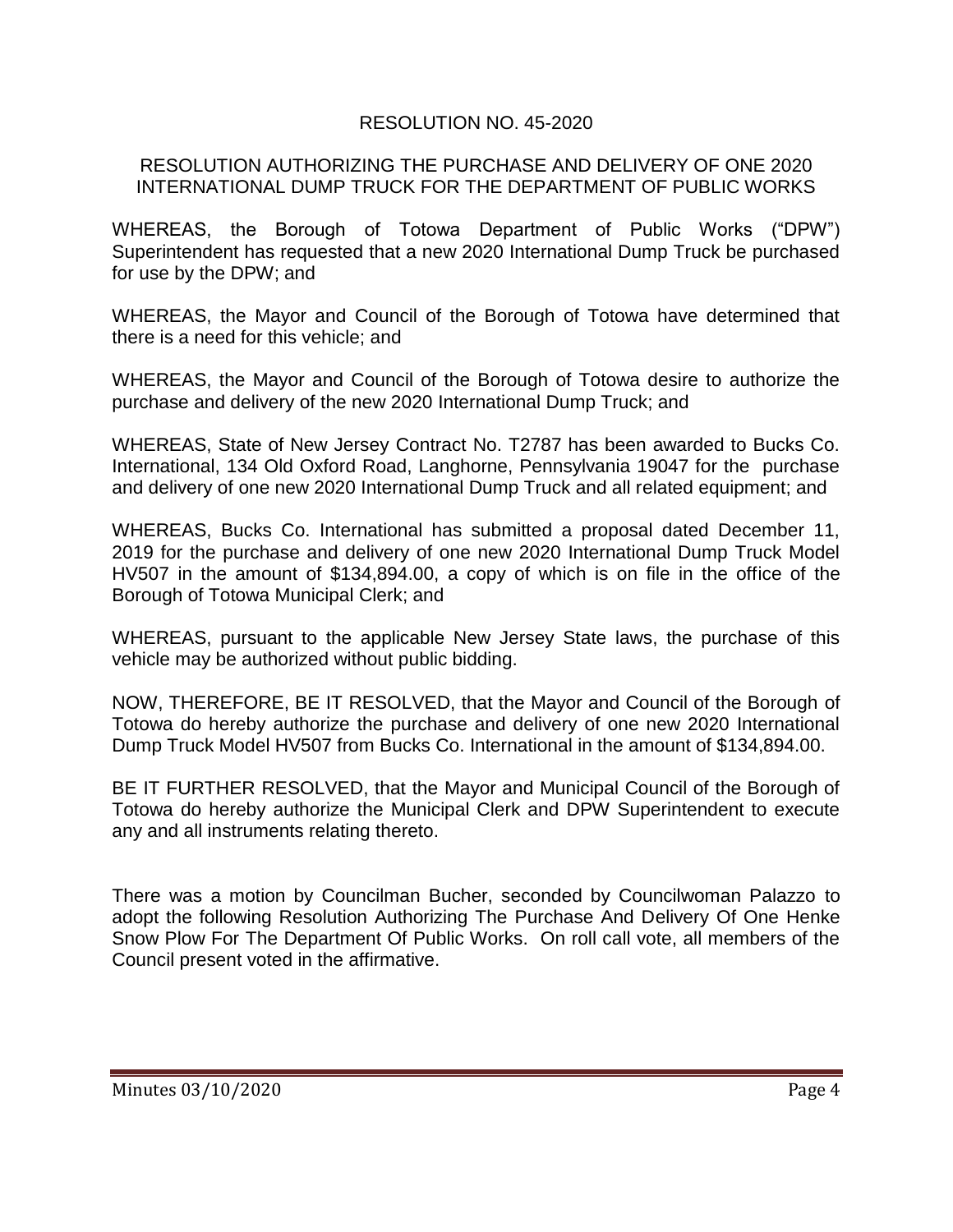## RESOLUTION NO. 45-2020

### RESOLUTION AUTHORIZING THE PURCHASE AND DELIVERY OF ONE 2020 INTERNATIONAL DUMP TRUCK FOR THE DEPARTMENT OF PUBLIC WORKS

WHEREAS, the Borough of Totowa Department of Public Works ("DPW") Superintendent has requested that a new 2020 International Dump Truck be purchased for use by the DPW; and

WHEREAS, the Mayor and Council of the Borough of Totowa have determined that there is a need for this vehicle; and

WHEREAS, the Mayor and Council of the Borough of Totowa desire to authorize the purchase and delivery of the new 2020 International Dump Truck; and

WHEREAS, State of New Jersey Contract No. T2787 has been awarded to Bucks Co. International, 134 Old Oxford Road, Langhorne, Pennsylvania 19047 for the purchase and delivery of one new 2020 International Dump Truck and all related equipment; and

WHEREAS, Bucks Co. International has submitted a proposal dated December 11, 2019 for the purchase and delivery of one new 2020 International Dump Truck Model HV507 in the amount of $134,894.00, a copy of which is on file in the office of the Borough of Totowa Municipal Clerk; and

WHEREAS, pursuant to the applicable New Jersey State laws, the purchase of this vehicle may be authorized without public bidding.

NOW, THEREFORE, BE IT RESOLVED, that the Mayor and Council of the Borough of Totowa do hereby authorize the purchase and delivery of one new 2020 International Dump Truck Model HV507 from Bucks Co. International in the amount of $134,894.00.

BE IT FURTHER RESOLVED, that the Mayor and Municipal Council of the Borough of Totowa do hereby authorize the Municipal Clerk and DPW Superintendent to execute any and all instruments relating thereto.

There was a motion by Councilman Bucher, seconded by Councilwoman Palazzo to adopt the following Resolution Authorizing The Purchase And Delivery Of One Henke Snow Plow For The Department Of Public Works. On roll call vote, all members of the Council present voted in the affirmative.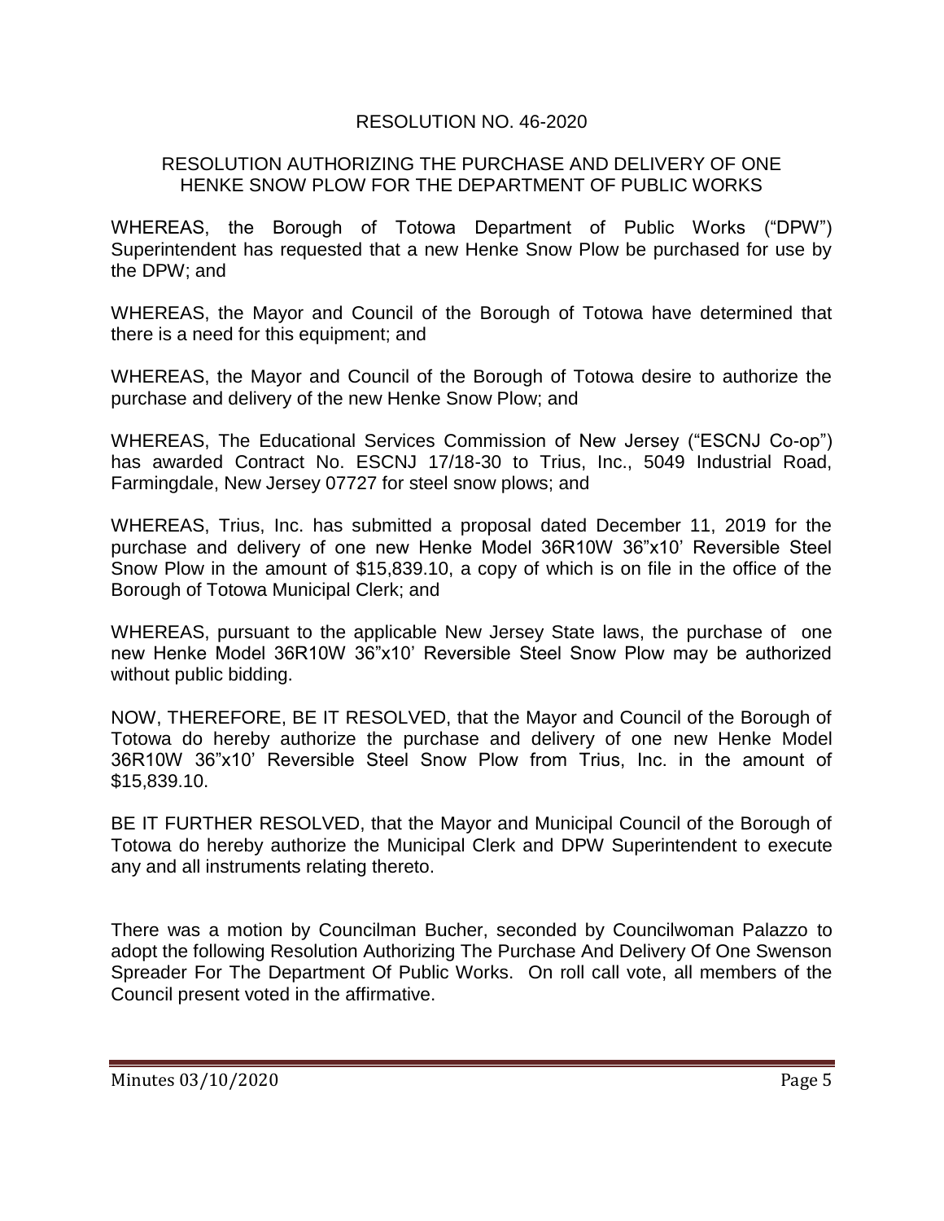## RESOLUTION NO. 46-2020

### RESOLUTION AUTHORIZING THE PURCHASE AND DELIVERY OF ONE HENKE SNOW PLOW FOR THE DEPARTMENT OF PUBLIC WORKS

WHEREAS, the Borough of Totowa Department of Public Works ("DPW") Superintendent has requested that a new Henke Snow Plow be purchased for use by the DPW; and

WHEREAS, the Mayor and Council of the Borough of Totowa have determined that there is a need for this equipment; and

WHEREAS, the Mayor and Council of the Borough of Totowa desire to authorize the purchase and delivery of the new Henke Snow Plow; and

WHEREAS, The Educational Services Commission of New Jersey ("ESCNJ Co-op") has awarded Contract No. ESCNJ 17/18-30 to Trius, Inc., 5049 Industrial Road, Farmingdale, New Jersey 07727 for steel snow plows; and

WHEREAS, Trius, Inc. has submitted a proposal dated December 11, 2019 for the purchase and delivery of one new Henke Model 36R10W 36"x10' Reversible Steel Snow Plow in the amount of $15,839.10, a copy of which is on file in the office of the Borough of Totowa Municipal Clerk; and

WHEREAS, pursuant to the applicable New Jersey State laws, the purchase of one new Henke Model 36R10W 36"x10' Reversible Steel Snow Plow may be authorized without public bidding.

NOW, THEREFORE, BE IT RESOLVED, that the Mayor and Council of the Borough of Totowa do hereby authorize the purchase and delivery of one new Henke Model 36R10W 36"x10' Reversible Steel Snow Plow from Trius, Inc. in the amount of $15,839.10.

BE IT FURTHER RESOLVED, that the Mayor and Municipal Council of the Borough of Totowa do hereby authorize the Municipal Clerk and DPW Superintendent to execute any and all instruments relating thereto.

There was a motion by Councilman Bucher, seconded by Councilwoman Palazzo to adopt the following Resolution Authorizing The Purchase And Delivery Of One Swenson Spreader For The Department Of Public Works. On roll call vote, all members of the Council present voted in the affirmative.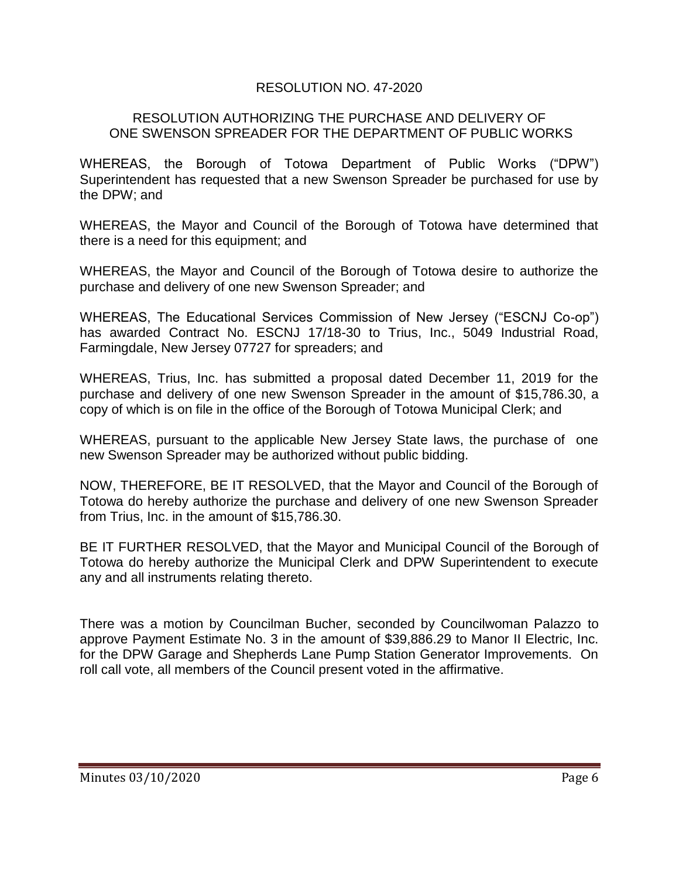RESOLUTION NO. 47-2020

RESOLUTION AUTHORIZING THE PURCHASE AND DELIVERY OF ONE SWENSON SPREADER FOR THE DEPARTMENT OF PUBLIC WORKS

WHEREAS, the Borough of Totowa Department of Public Works ("DPW") Superintendent has requested that a new Swenson Spreader be purchased for use by the DPW; and

WHEREAS, the Mayor and Council of the Borough of Totowa have determined that there is a need for this equipment; and

WHEREAS, the Mayor and Council of the Borough of Totowa desire to authorize the purchase and delivery of one new Swenson Spreader; and

WHEREAS, The Educational Services Commission of New Jersey ("ESCNJ Co-op") has awarded Contract No. ESCNJ 17/18-30 to Trius, Inc., 5049 Industrial Road, Farmingdale, New Jersey 07727 for spreaders; and

WHEREAS, Trius, Inc. has submitted a proposal dated December 11, 2019 for the purchase and delivery of one new Swenson Spreader in the amount of $15,786.30, a copy of which is on file in the office of the Borough of Totowa Municipal Clerk; and

WHEREAS, pursuant to the applicable New Jersey State laws, the purchase of one new Swenson Spreader may be authorized without public bidding.

NOW, THEREFORE, BE IT RESOLVED, that the Mayor and Council of the Borough of Totowa do hereby authorize the purchase and delivery of one new Swenson Spreader from Trius, Inc. in the amount of $15,786.30.

BE IT FURTHER RESOLVED, that the Mayor and Municipal Council of the Borough of Totowa do hereby authorize the Municipal Clerk and DPW Superintendent to execute any and all instruments relating thereto.

There was a motion by Councilman Bucher, seconded by Councilwoman Palazzo to approve Payment Estimate No. 3 in the amount of $39,886.29 to Manor II Electric, Inc. for the DPW Garage and Shepherds Lane Pump Station Generator Improvements. On roll call vote, all members of the Council present voted in the affirmative.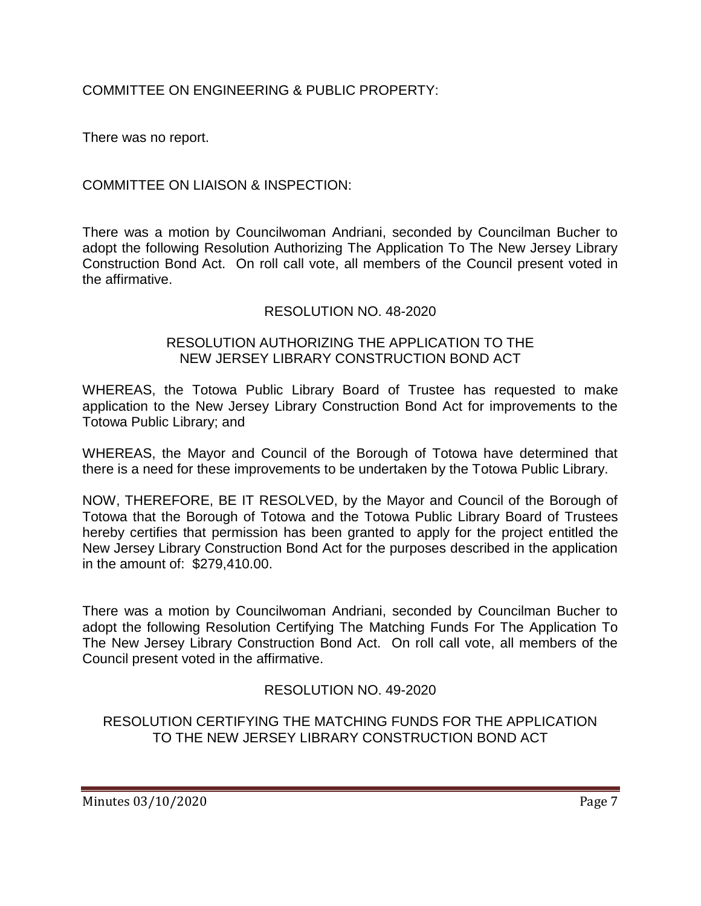COMMITTEE ON ENGINEERING & PUBLIC PROPERTY:

There was no report.

COMMITTEE ON LIAISON & INSPECTION:

There was a motion by Councilwoman Andriani, seconded by Councilman Bucher to adopt the following Resolution Authorizing The Application To The New Jersey Library Construction Bond Act. On roll call vote, all members of the Council present voted in the affirmative.

RESOLUTION NO. 48-2020

RESOLUTION AUTHORIZING THE APPLICATION TO THE NEW JERSEY LIBRARY CONSTRUCTION BOND ACT

WHEREAS, the Totowa Public Library Board of Trustee has requested to make application to the New Jersey Library Construction Bond Act for improvements to the Totowa Public Library; and

WHEREAS, the Mayor and Council of the Borough of Totowa have determined that there is a need for these improvements to be undertaken by the Totowa Public Library.

NOW, THEREFORE, BE IT RESOLVED, by the Mayor and Council of the Borough of Totowa that the Borough of Totowa and the Totowa Public Library Board of Trustees hereby certifies that permission has been granted to apply for the project entitled the New Jersey Library Construction Bond Act for the purposes described in the application in the amount of: $279,410.00.

There was a motion by Councilwoman Andriani, seconded by Councilman Bucher to adopt the following Resolution Certifying The Matching Funds For The Application To The New Jersey Library Construction Bond Act. On roll call vote, all members of the Council present voted in the affirmative.

RESOLUTION NO. 49-2020

RESOLUTION CERTIFYING THE MATCHING FUNDS FOR THE APPLICATION TO THE NEW JERSEY LIBRARY CONSTRUCTION BOND ACT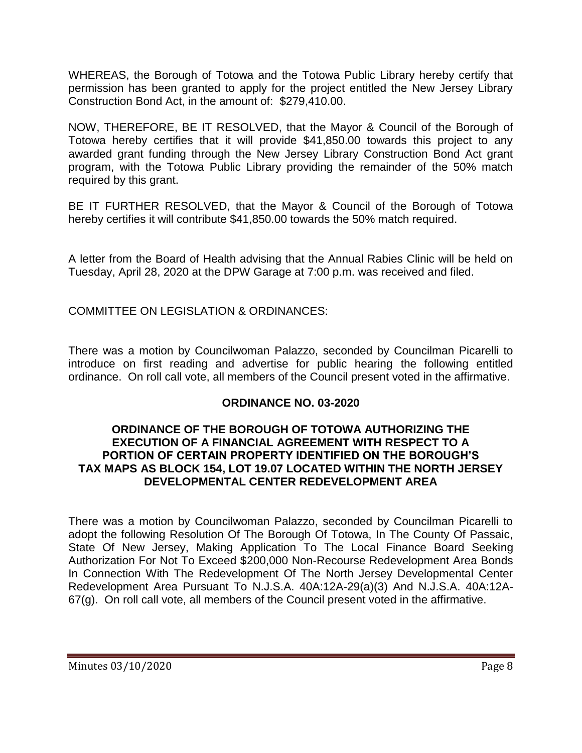WHEREAS, the Borough of Totowa and the Totowa Public Library hereby certify that permission has been granted to apply for the project entitled the New Jersey Library Construction Bond Act, in the amount of: $279,410.00.

NOW, THEREFORE, BE IT RESOLVED, that the Mayor & Council of the Borough of Totowa hereby certifies that it will provide $41,850.00 towards this project to any awarded grant funding through the New Jersey Library Construction Bond Act grant program, with the Totowa Public Library providing the remainder of the 50% match required by this grant.

BE IT FURTHER RESOLVED, that the Mayor & Council of the Borough of Totowa hereby certifies it will contribute $41,850.00 towards the 50% match required.

A letter from the Board of Health advising that the Annual Rabies Clinic will be held on Tuesday, April 28, 2020 at the DPW Garage at 7:00 p.m. was received and filed.

COMMITTEE ON LEGISLATION & ORDINANCES:

There was a motion by Councilwoman Palazzo, seconded by Councilman Picarelli to introduce on first reading and advertise for public hearing the following entitled ordinance. On roll call vote, all members of the Council present voted in the affirmative.

**ORDINANCE NO. 03-2020**

**ORDINANCE OF THE BOROUGH OF TOTOWA AUTHORIZING THE EXECUTION OF A FINANCIAL AGREEMENT WITH RESPECT TO A PORTION OF CERTAIN PROPERTY IDENTIFIED ON THE BOROUGH'S TAX MAPS AS BLOCK 154, LOT 19.07 LOCATED WITHIN THE NORTH JERSEY DEVELOPMENTAL CENTER REDEVELOPMENT AREA**

There was a motion by Councilwoman Palazzo, seconded by Councilman Picarelli to adopt the following Resolution Of The Borough Of Totowa, In The County Of Passaic, State Of New Jersey, Making Application To The Local Finance Board Seeking Authorization For Not To Exceed $200,000 Non-Recourse Redevelopment Area Bonds In Connection With The Redevelopment Of The North Jersey Developmental Center Redevelopment Area Pursuant To N.J.S.A. 40A:12A-29(a)(3) And N.J.S.A. 40A:12A-67(g). On roll call vote, all members of the Council present voted in the affirmative.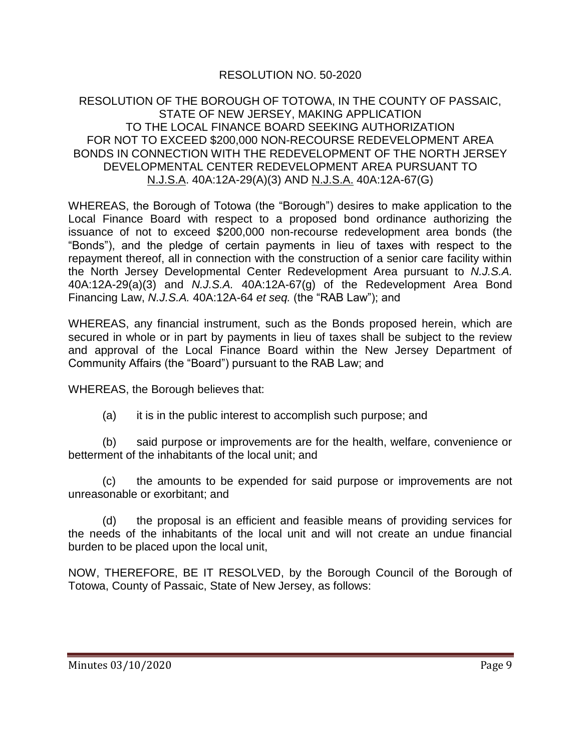RESOLUTION NO. 50-2020

RESOLUTION OF THE BOROUGH OF TOTOWA, IN THE COUNTY OF PASSAIC, STATE OF NEW JERSEY, MAKING APPLICATION TO THE LOCAL FINANCE BOARD SEEKING AUTHORIZATION FOR NOT TO EXCEED $200,000 NON-RECOURSE REDEVELOPMENT AREA BONDS IN CONNECTION WITH THE REDEVELOPMENT OF THE NORTH JERSEY DEVELOPMENTAL CENTER REDEVELOPMENT AREA PURSUANT TO N.J.S.A. 40A:12A-29(A)(3) AND N.J.S.A. 40A:12A-67(G)

WHEREAS, the Borough of Totowa (the "Borough") desires to make application to the Local Finance Board with respect to a proposed bond ordinance authorizing the issuance of not to exceed $200,000 non-recourse redevelopment area bonds (the "Bonds"), and the pledge of certain payments in lieu of taxes with respect to the repayment thereof, all in connection with the construction of a senior care facility within the North Jersey Developmental Center Redevelopment Area pursuant to *N.J.S.A.* 40A:12A-29(a)(3) and *N.J.S.A.* 40A:12A-67(g) of the Redevelopment Area Bond Financing Law, *N.J.S.A.* 40A:12A-64 *et seq.* (the "RAB Law"); and

WHEREAS, any financial instrument, such as the Bonds proposed herein, which are secured in whole or in part by payments in lieu of taxes shall be subject to the review and approval of the Local Finance Board within the New Jersey Department of Community Affairs (the "Board") pursuant to the RAB Law; and

WHEREAS, the Borough believes that:

(a) it is in the public interest to accomplish such purpose; and

(b) said purpose or improvements are for the health, welfare, convenience or betterment of the inhabitants of the local unit; and

(c) the amounts to be expended for said purpose or improvements are not unreasonable or exorbitant; and

(d) the proposal is an efficient and feasible means of providing services for the needs of the inhabitants of the local unit and will not create an undue financial burden to be placed upon the local unit,

NOW, THEREFORE, BE IT RESOLVED, by the Borough Council of the Borough of Totowa, County of Passaic, State of New Jersey, as follows: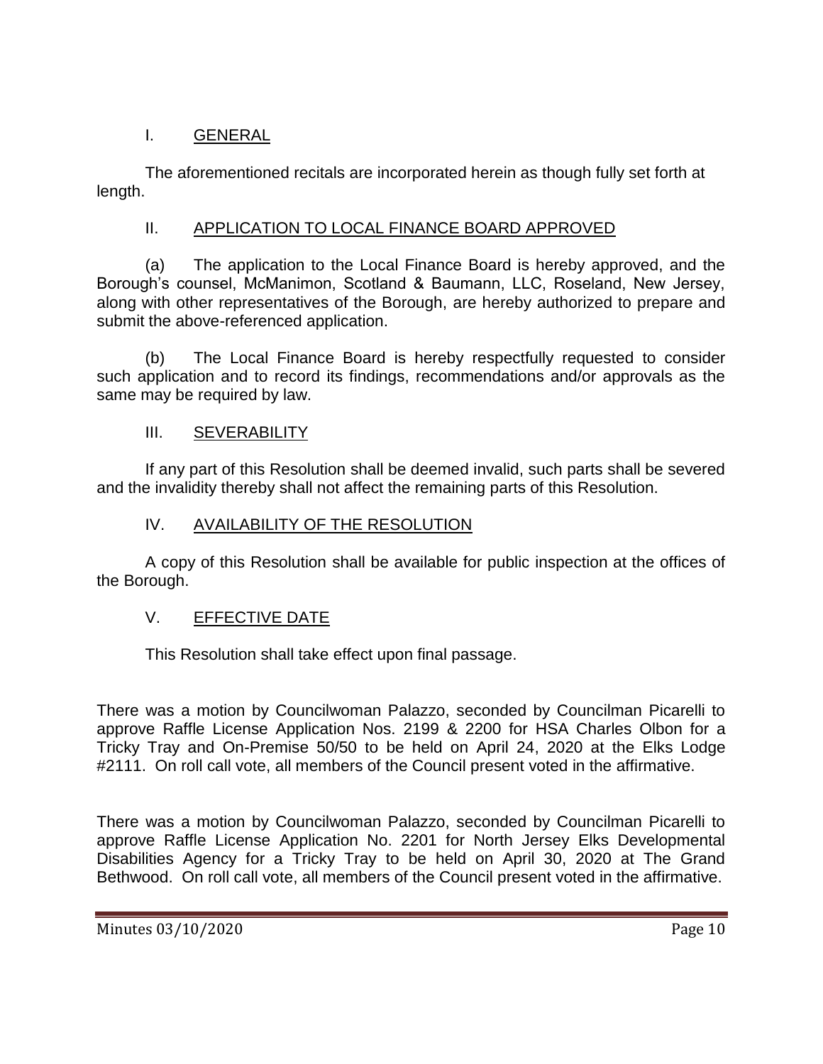## I. GENERAL

The aforementioned recitals are incorporated herein as though fully set forth at length.

## II. APPLICATION TO LOCAL FINANCE BOARD APPROVED

(a) The application to the Local Finance Board is hereby approved, and the Borough's counsel, McManimon, Scotland & Baumann, LLC, Roseland, New Jersey, along with other representatives of the Borough, are hereby authorized to prepare and submit the above-referenced application.

(b) The Local Finance Board is hereby respectfully requested to consider such application and to record its findings, recommendations and/or approvals as the same may be required by law.

## III. SEVERABILITY

If any part of this Resolution shall be deemed invalid, such parts shall be severed and the invalidity thereby shall not affect the remaining parts of this Resolution.

## IV. AVAILABILITY OF THE RESOLUTION

A copy of this Resolution shall be available for public inspection at the offices of the Borough.

## V. EFFECTIVE DATE

This Resolution shall take effect upon final passage.

There was a motion by Councilwoman Palazzo, seconded by Councilman Picarelli to approve Raffle License Application Nos. 2199 & 2200 for HSA Charles Olbon for a Tricky Tray and On-Premise 50/50 to be held on April 24, 2020 at the Elks Lodge #2111. On roll call vote, all members of the Council present voted in the affirmative.

There was a motion by Councilwoman Palazzo, seconded by Councilman Picarelli to approve Raffle License Application No. 2201 for North Jersey Elks Developmental Disabilities Agency for a Tricky Tray to be held on April 30, 2020 at The Grand Bethwood. On roll call vote, all members of the Council present voted in the affirmative.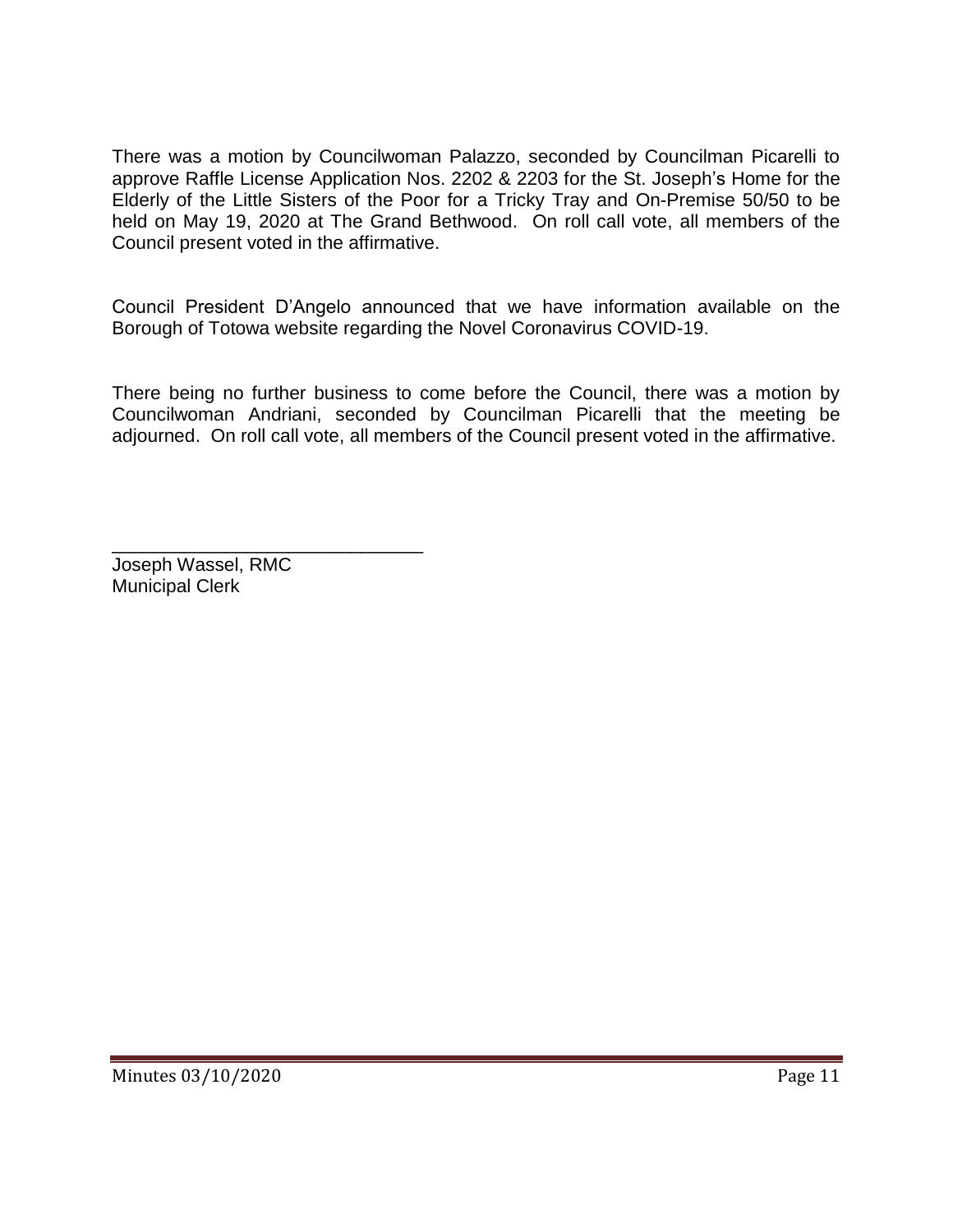There was a motion by Councilwoman Palazzo, seconded by Councilman Picarelli to approve Raffle License Application Nos. 2202 & 2203 for the St. Joseph's Home for the Elderly of the Little Sisters of the Poor for a Tricky Tray and On-Premise 50/50 to be held on May 19, 2020 at The Grand Bethwood. On roll call vote, all members of the Council present voted in the affirmative.

Council President D'Angelo announced that we have information available on the Borough of Totowa website regarding the Novel Coronavirus COVID-19.

There being no further business to come before the Council, there was a motion by Councilwoman Andriani, seconded by Councilman Picarelli that the meeting be adjourned. On roll call vote, all members of the Council present voted in the affirmative.

\_\_\_\_\_\_\_\_\_\_\_\_\_\_\_\_\_\_\_\_\_\_\_\_\_\_\_\_\_\_\_

Joseph Wassel, RMC
Municipal Clerk